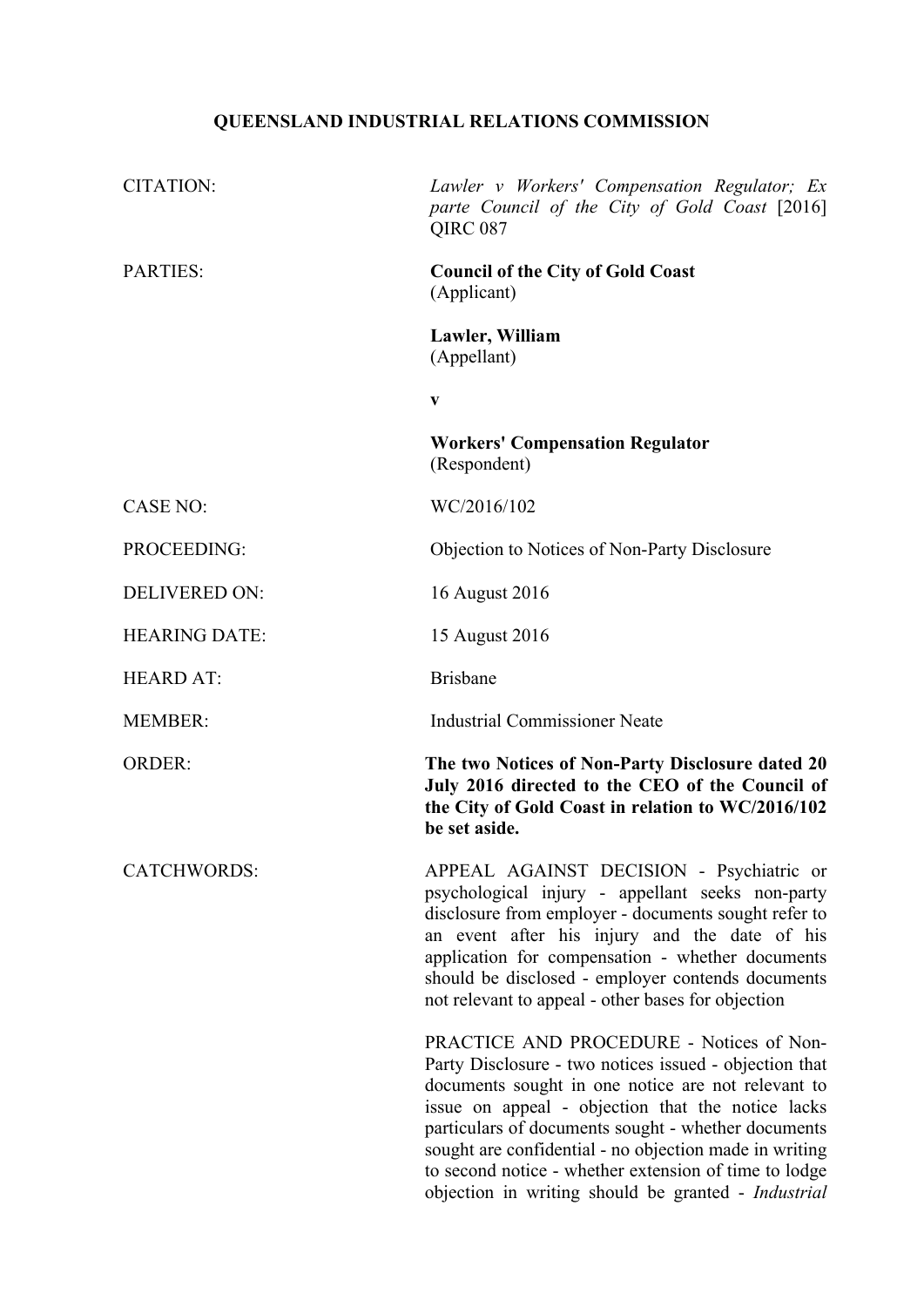# QUEENSLAND INDUSTRIAL RELATIONS COMMISSION

| | |
|---|---|
| CITATION: | *Lawler v Workers' Compensation Regulator; Ex parte Council of the City of Gold Coast* [2016] QIRC 087 |
| PARTIES: | **Council of the City of Gold Coast** (Applicant)<br><br>**Lawler, William** (Appellant)<br><br>**v**<br><br>**Workers' Compensation Regulator** (Respondent) |
| CASE NO: | WC/2016/102 |
| PROCEEDING: | Objection to Notices of Non-Party Disclosure |
| DELIVERED ON: | 16 August 2016 |
| HEARING DATE: | 15 August 2016 |
| HEARD AT: | Brisbane |
| MEMBER: | Industrial Commissioner Neate |
| ORDER: | **The two Notices of Non-Party Disclosure dated 20 July 2016 directed to the CEO of the Council of the City of Gold Coast in relation to WC/2016/102 be set aside.** |
| CATCHWORDS: | APPEAL AGAINST DECISION - Psychiatric or psychological injury - appellant seeks non-party disclosure from employer - documents sought refer to an event after his injury and the date of his application for compensation - whether documents should be disclosed - employer contends documents not relevant to appeal - other bases for objection<br><br>PRACTICE AND PROCEDURE - Notices of Non-Party Disclosure - two notices issued - objection that documents sought in one notice are not relevant to issue on appeal - objection that the notice lacks particulars of documents sought - whether documents sought are confidential - no objection made in writing to second notice - whether extension of time to lodge objection in writing should be granted - *Industrial* |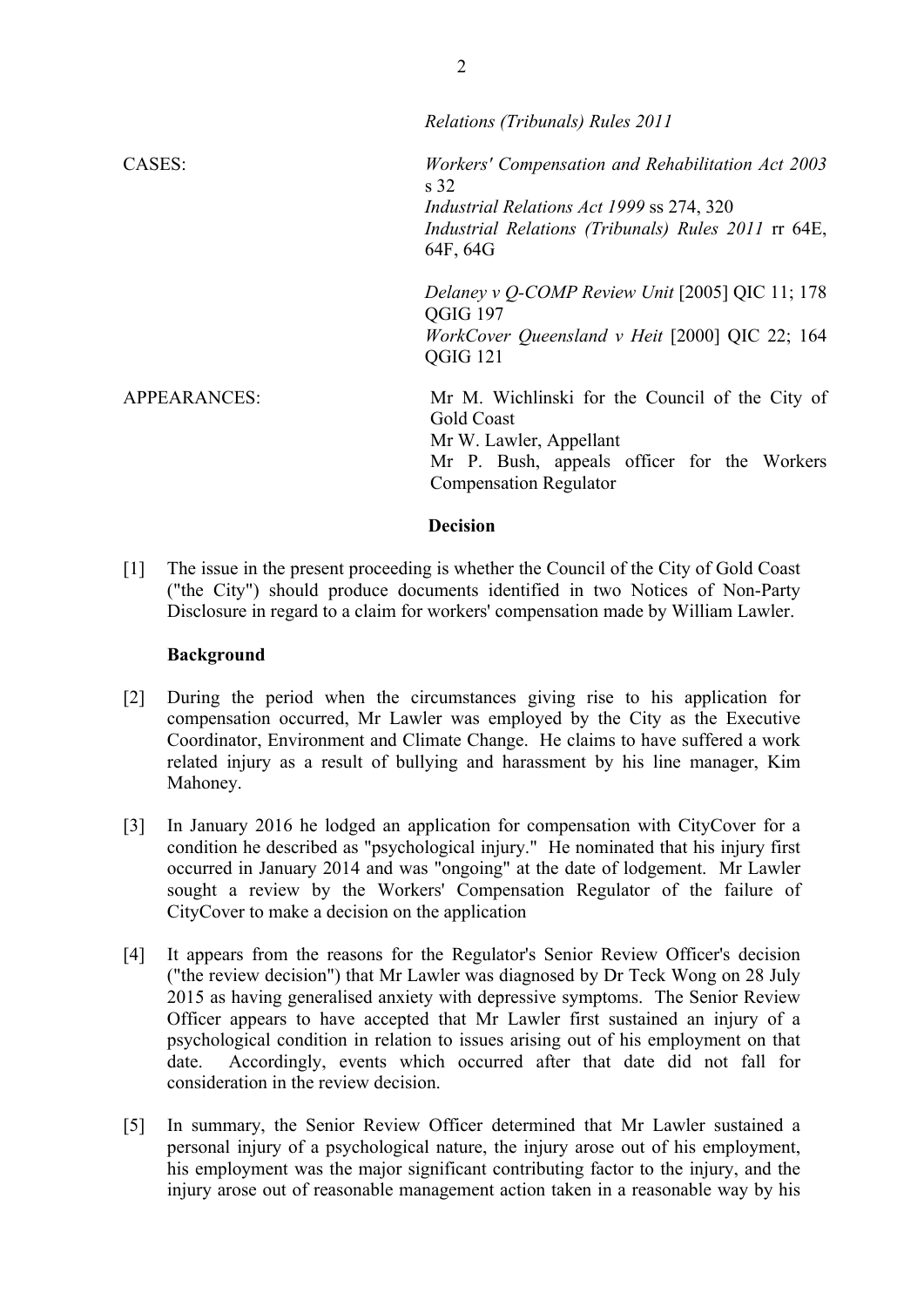| | |
|---|---|
| | *Relations (Tribunals) Rules 2011* |
| CASES: | *Workers' Compensation and Rehabilitation Act 2003* s 32<br>*Industrial Relations Act 1999* ss 274, 320<br>*Industrial Relations (Tribunals) Rules 2011* rr 64E, 64F, 64G<br><br>*Delaney v Q-COMP Review Unit* [2005] QIC 11; 178 QGIG 197<br>*WorkCover Queensland v Heit* [2000] QIC 22; 164 QGIG 121 |
| APPEARANCES: | Mr M. Wichlinski for the Council of the City of Gold Coast<br>Mr W. Lawler, Appellant<br>Mr P. Bush, appeals officer for the Workers Compensation Regulator |

## Decision

[1] The issue in the present proceeding is whether the Council of the City of Gold Coast ("the City") should produce documents identified in two Notices of Non-Party Disclosure in regard to a claim for workers' compensation made by William Lawler.

## Background

[2] During the period when the circumstances giving rise to his application for compensation occurred, Mr Lawler was employed by the City as the Executive Coordinator, Environment and Climate Change. He claims to have suffered a work related injury as a result of bullying and harassment by his line manager, Kim Mahoney.

[3] In January 2016 he lodged an application for compensation with CityCover for a condition he described as "psychological injury." He nominated that his injury first occurred in January 2014 and was "ongoing" at the date of lodgement. Mr Lawler sought a review by the Workers' Compensation Regulator of the failure of CityCover to make a decision on the application

[4] It appears from the reasons for the Regulator's Senior Review Officer's decision ("the review decision") that Mr Lawler was diagnosed by Dr Teck Wong on 28 July 2015 as having generalised anxiety with depressive symptoms. The Senior Review Officer appears to have accepted that Mr Lawler first sustained an injury of a psychological condition in relation to issues arising out of his employment on that date. Accordingly, events which occurred after that date did not fall for consideration in the review decision.

[5] In summary, the Senior Review Officer determined that Mr Lawler sustained a personal injury of a psychological nature, the injury arose out of his employment, his employment was the major significant contributing factor to the injury, and the injury arose out of reasonable management action taken in a reasonable way by his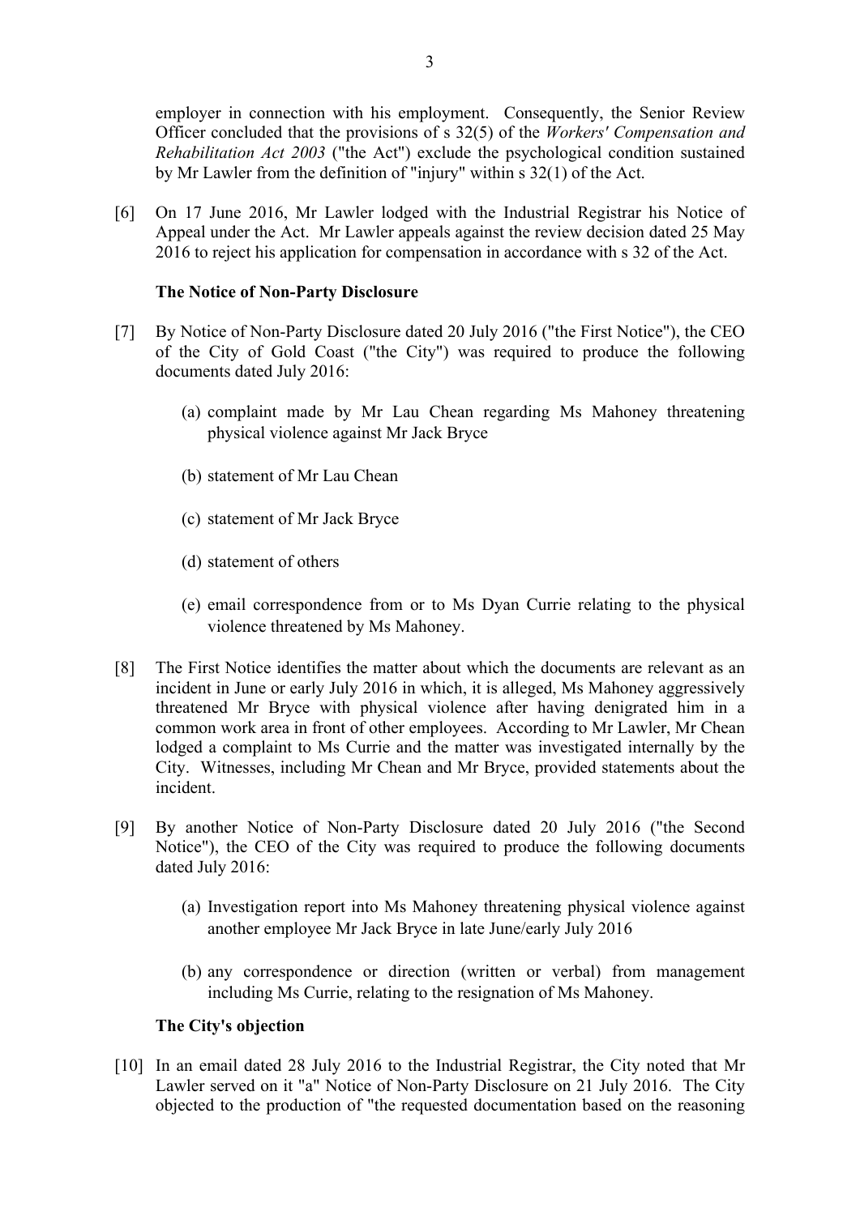employer in connection with his employment. Consequently, the Senior Review Officer concluded that the provisions of s 32(5) of the *Workers' Compensation and Rehabilitation Act 2003* ("the Act") exclude the psychological condition sustained by Mr Lawler from the definition of "injury" within s 32(1) of the Act.

[6] On 17 June 2016, Mr Lawler lodged with the Industrial Registrar his Notice of Appeal under the Act. Mr Lawler appeals against the review decision dated 25 May 2016 to reject his application for compensation in accordance with s 32 of the Act.

**The Notice of Non-Party Disclosure**

[7] By Notice of Non-Party Disclosure dated 20 July 2016 ("the First Notice"), the CEO of the City of Gold Coast ("the City") was required to produce the following documents dated July 2016:

(a) complaint made by Mr Lau Chean regarding Ms Mahoney threatening physical violence against Mr Jack Bryce

(b) statement of Mr Lau Chean

(c) statement of Mr Jack Bryce

(d) statement of others

(e) email correspondence from or to Ms Dyan Currie relating to the physical violence threatened by Ms Mahoney.

[8] The First Notice identifies the matter about which the documents are relevant as an incident in June or early July 2016 in which, it is alleged, Ms Mahoney aggressively threatened Mr Bryce with physical violence after having denigrated him in a common work area in front of other employees. According to Mr Lawler, Mr Chean lodged a complaint to Ms Currie and the matter was investigated internally by the City. Witnesses, including Mr Chean and Mr Bryce, provided statements about the incident.

[9] By another Notice of Non-Party Disclosure dated 20 July 2016 ("the Second Notice"), the CEO of the City was required to produce the following documents dated July 2016:

(a) Investigation report into Ms Mahoney threatening physical violence against another employee Mr Jack Bryce in late June/early July 2016

(b) any correspondence or direction (written or verbal) from management including Ms Currie, relating to the resignation of Ms Mahoney.

**The City's objection**

[10] In an email dated 28 July 2016 to the Industrial Registrar, the City noted that Mr Lawler served on it "a" Notice of Non-Party Disclosure on 21 July 2016. The City objected to the production of "the requested documentation based on the reasoning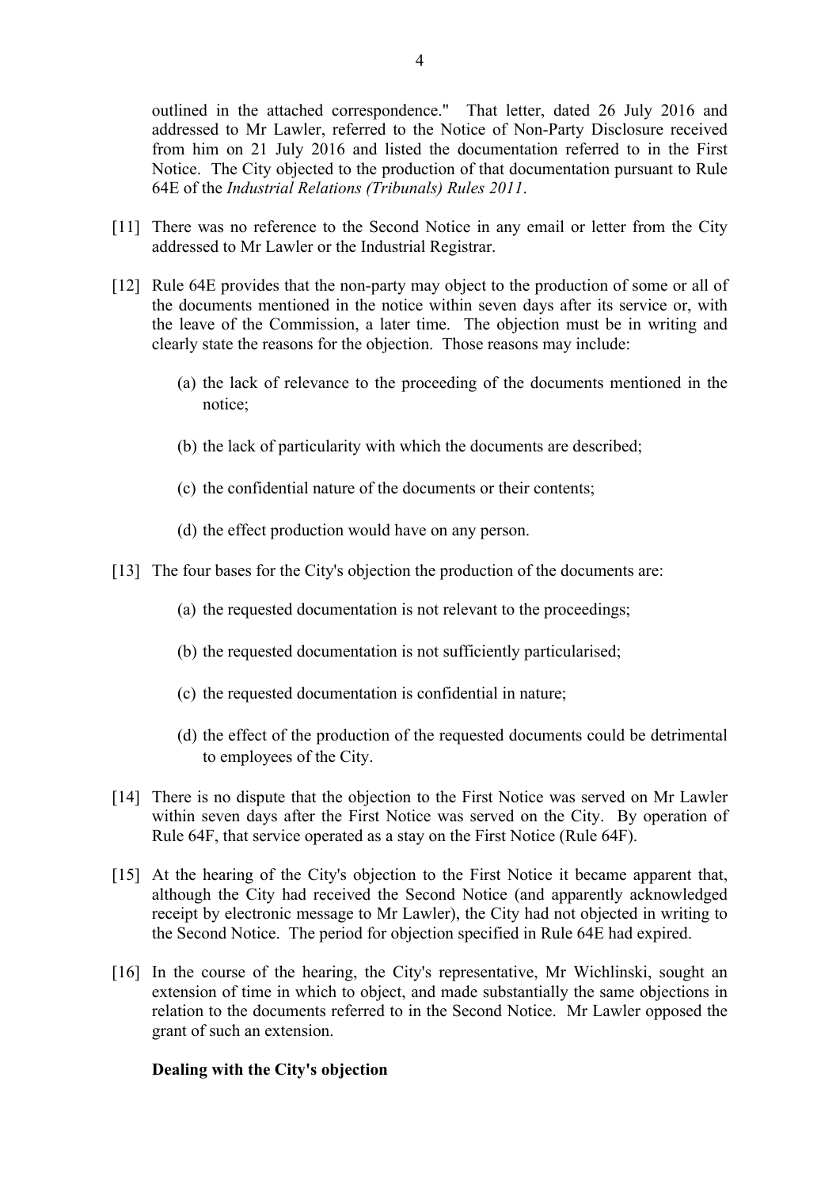outlined in the attached correspondence." That letter, dated 26 July 2016 and addressed to Mr Lawler, referred to the Notice of Non-Party Disclosure received from him on 21 July 2016 and listed the documentation referred to in the First Notice. The City objected to the production of that documentation pursuant to Rule 64E of the *Industrial Relations (Tribunals) Rules 2011*.

[11] There was no reference to the Second Notice in any email or letter from the City addressed to Mr Lawler or the Industrial Registrar.

[12] Rule 64E provides that the non-party may object to the production of some or all of the documents mentioned in the notice within seven days after its service or, with the leave of the Commission, a later time. The objection must be in writing and clearly state the reasons for the objection. Those reasons may include:

(a) the lack of relevance to the proceeding of the documents mentioned in the notice;

(b) the lack of particularity with which the documents are described;

(c) the confidential nature of the documents or their contents;

(d) the effect production would have on any person.

[13] The four bases for the City's objection the production of the documents are:

(a) the requested documentation is not relevant to the proceedings;

(b) the requested documentation is not sufficiently particularised;

(c) the requested documentation is confidential in nature;

(d) the effect of the production of the requested documents could be detrimental to employees of the City.

[14] There is no dispute that the objection to the First Notice was served on Mr Lawler within seven days after the First Notice was served on the City. By operation of Rule 64F, that service operated as a stay on the First Notice (Rule 64F).

[15] At the hearing of the City's objection to the First Notice it became apparent that, although the City had received the Second Notice (and apparently acknowledged receipt by electronic message to Mr Lawler), the City had not objected in writing to the Second Notice. The period for objection specified in Rule 64E had expired.

[16] In the course of the hearing, the City's representative, Mr Wichlinski, sought an extension of time in which to object, and made substantially the same objections in relation to the documents referred to in the Second Notice. Mr Lawler opposed the grant of such an extension.

**Dealing with the City's objection**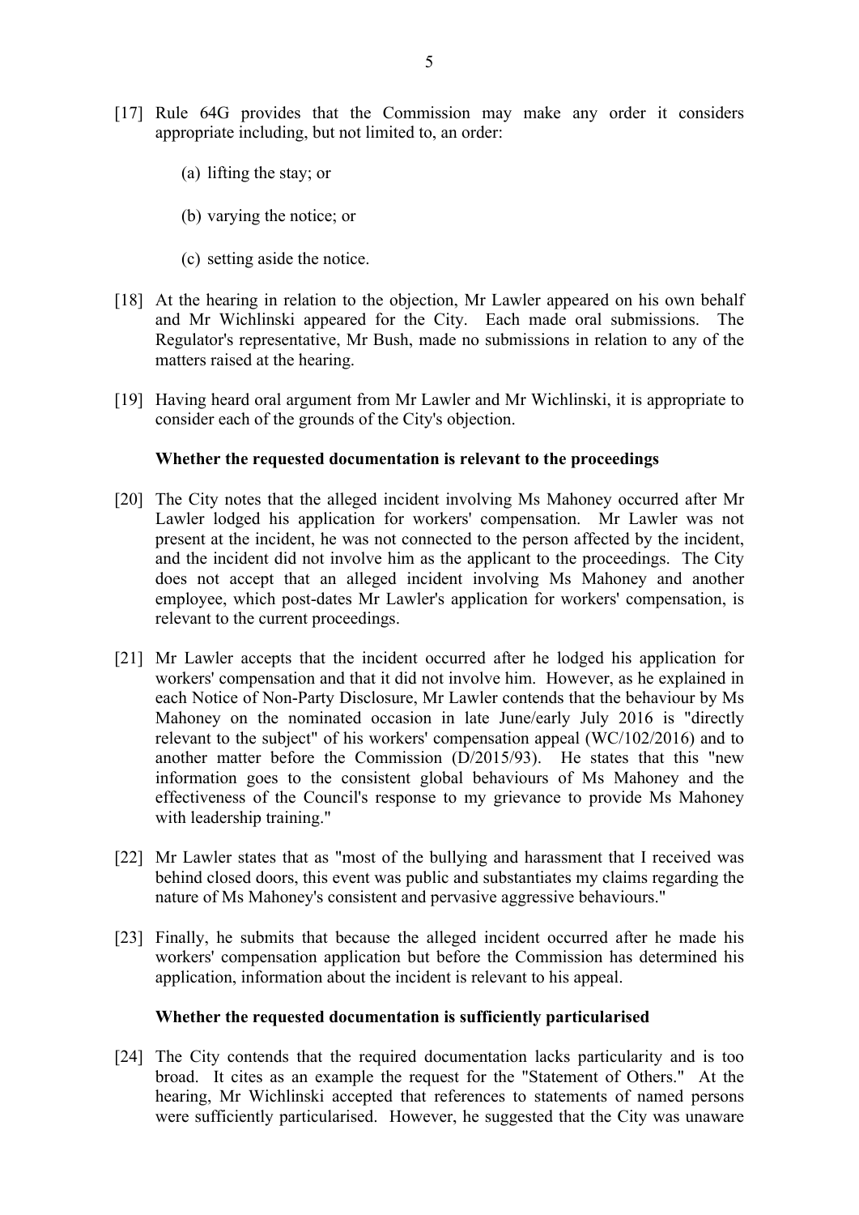[17] Rule 64G provides that the Commission may make any order it considers appropriate including, but not limited to, an order:

(a) lifting the stay; or

(b) varying the notice; or

(c) setting aside the notice.

[18] At the hearing in relation to the objection, Mr Lawler appeared on his own behalf and Mr Wichlinski appeared for the City. Each made oral submissions. The Regulator's representative, Mr Bush, made no submissions in relation to any of the matters raised at the hearing.

[19] Having heard oral argument from Mr Lawler and Mr Wichlinski, it is appropriate to consider each of the grounds of the City's objection.

**Whether the requested documentation is relevant to the proceedings**

[20] The City notes that the alleged incident involving Ms Mahoney occurred after Mr Lawler lodged his application for workers' compensation. Mr Lawler was not present at the incident, he was not connected to the person affected by the incident, and the incident did not involve him as the applicant to the proceedings. The City does not accept that an alleged incident involving Ms Mahoney and another employee, which post-dates Mr Lawler's application for workers' compensation, is relevant to the current proceedings.

[21] Mr Lawler accepts that the incident occurred after he lodged his application for workers' compensation and that it did not involve him. However, as he explained in each Notice of Non-Party Disclosure, Mr Lawler contends that the behaviour by Ms Mahoney on the nominated occasion in late June/early July 2016 is "directly relevant to the subject" of his workers' compensation appeal (WC/102/2016) and to another matter before the Commission (D/2015/93). He states that this "new information goes to the consistent global behaviours of Ms Mahoney and the effectiveness of the Council's response to my grievance to provide Ms Mahoney with leadership training."

[22] Mr Lawler states that as "most of the bullying and harassment that I received was behind closed doors, this event was public and substantiates my claims regarding the nature of Ms Mahoney's consistent and pervasive aggressive behaviours."

[23] Finally, he submits that because the alleged incident occurred after he made his workers' compensation application but before the Commission has determined his application, information about the incident is relevant to his appeal.

**Whether the requested documentation is sufficiently particularised**

[24] The City contends that the required documentation lacks particularity and is too broad. It cites as an example the request for the "Statement of Others." At the hearing, Mr Wichlinski accepted that references to statements of named persons were sufficiently particularised. However, he suggested that the City was unaware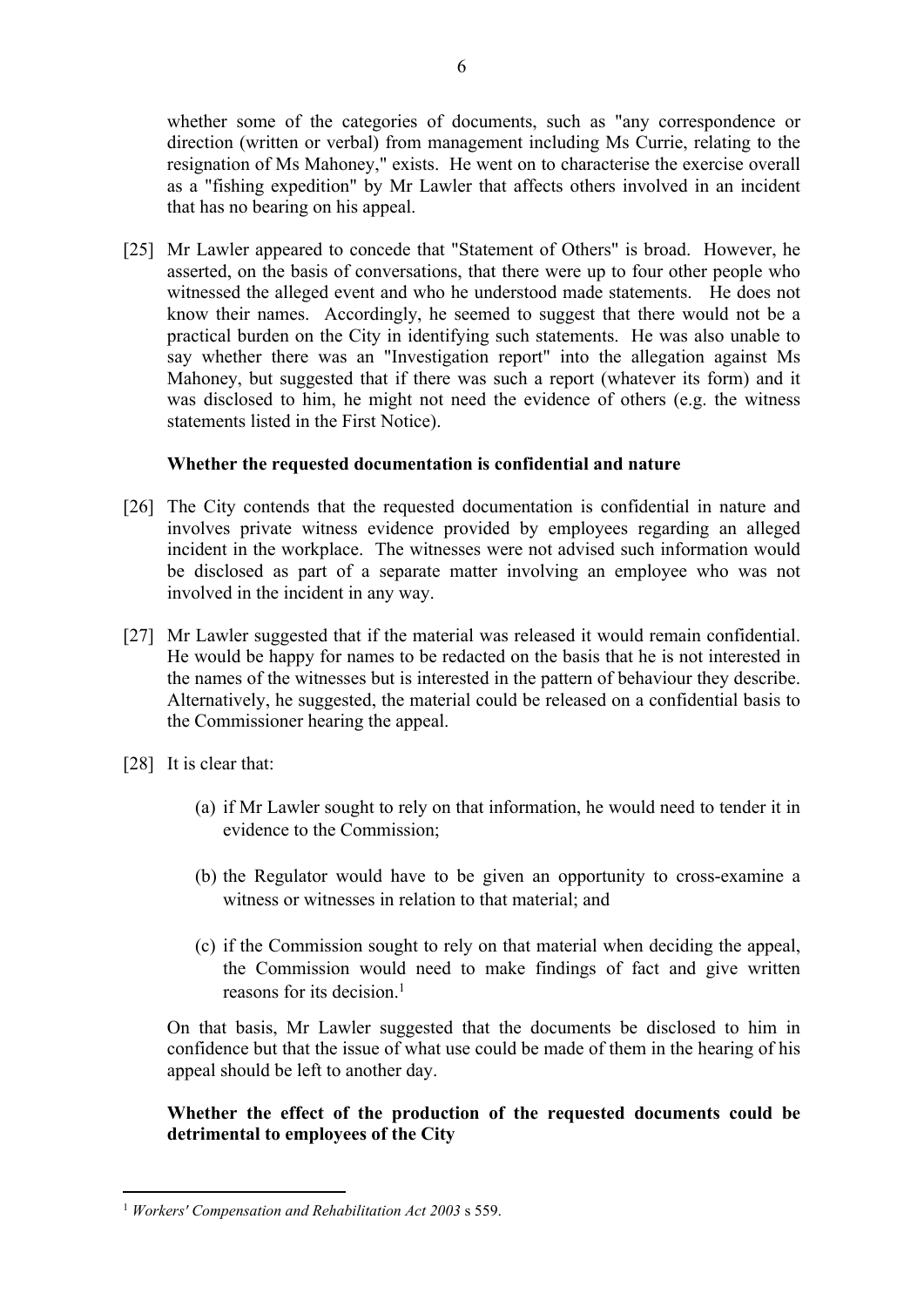whether some of the categories of documents, such as "any correspondence or direction (written or verbal) from management including Ms Currie, relating to the resignation of Ms Mahoney," exists. He went on to characterise the exercise overall as a "fishing expedition" by Mr Lawler that affects others involved in an incident that has no bearing on his appeal.

[25] Mr Lawler appeared to concede that "Statement of Others" is broad. However, he asserted, on the basis of conversations, that there were up to four other people who witnessed the alleged event and who he understood made statements. He does not know their names. Accordingly, he seemed to suggest that there would not be a practical burden on the City in identifying such statements. He was also unable to say whether there was an "Investigation report" into the allegation against Ms Mahoney, but suggested that if there was such a report (whatever its form) and it was disclosed to him, he might not need the evidence of others (e.g. the witness statements listed in the First Notice).

**Whether the requested documentation is confidential and nature**

[26] The City contends that the requested documentation is confidential in nature and involves private witness evidence provided by employees regarding an alleged incident in the workplace. The witnesses were not advised such information would be disclosed as part of a separate matter involving an employee who was not involved in the incident in any way.

[27] Mr Lawler suggested that if the material was released it would remain confidential. He would be happy for names to be redacted on the basis that he is not interested in the names of the witnesses but is interested in the pattern of behaviour they describe. Alternatively, he suggested, the material could be released on a confidential basis to the Commissioner hearing the appeal.

[28] It is clear that:

(a) if Mr Lawler sought to rely on that information, he would need to tender it in evidence to the Commission;

(b) the Regulator would have to be given an opportunity to cross-examine a witness or witnesses in relation to that material; and

(c) if the Commission sought to rely on that material when deciding the appeal, the Commission would need to make findings of fact and give written reasons for its decision.[1]

On that basis, Mr Lawler suggested that the documents be disclosed to him in confidence but that the issue of what use could be made of them in the hearing of his appeal should be left to another day.

**Whether the effect of the production of the requested documents could be detrimental to employees of the City**

---

[1] *Workers' Compensation and Rehabilitation Act 2003* s 559.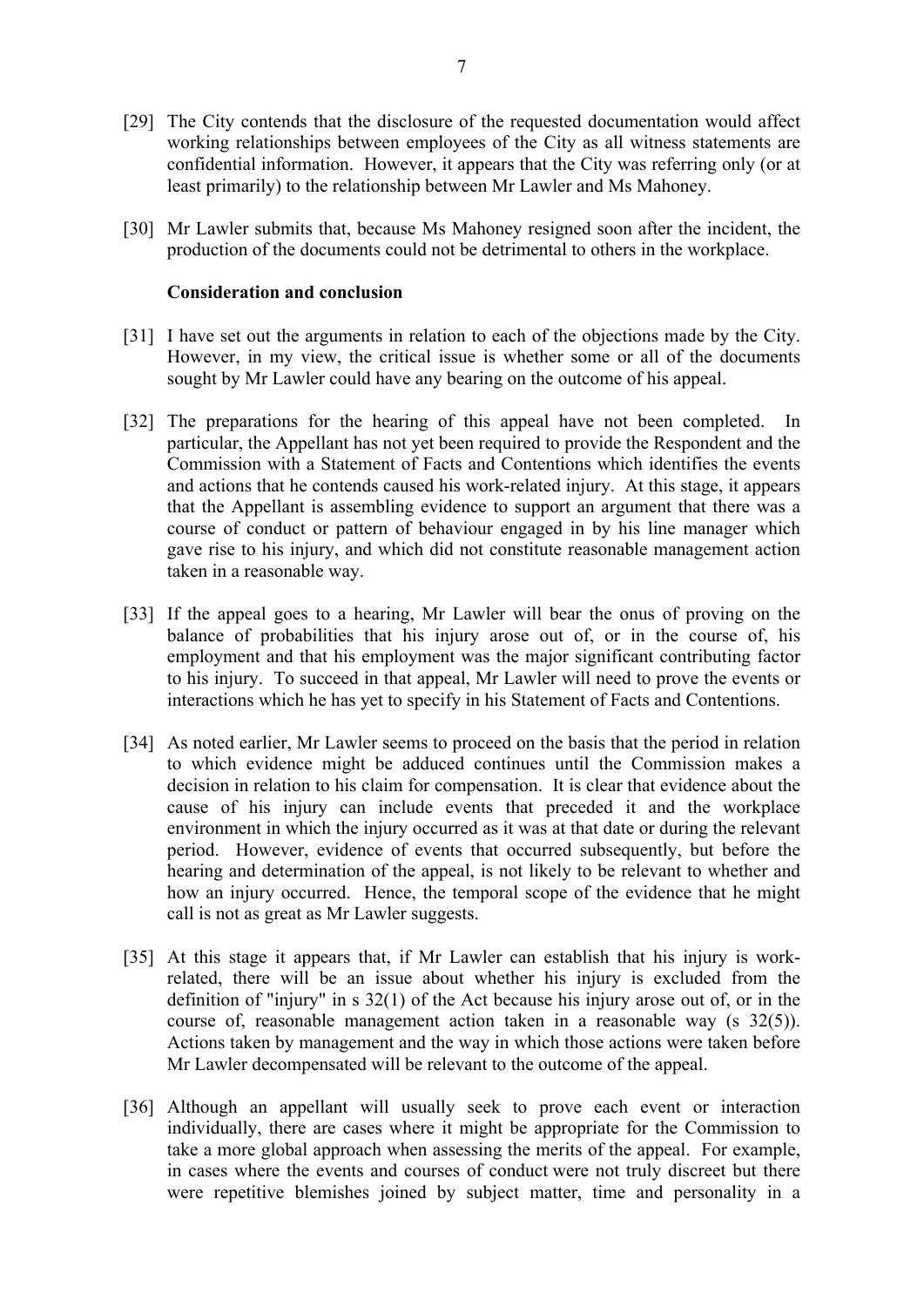[29] The City contends that the disclosure of the requested documentation would affect working relationships between employees of the City as all witness statements are confidential information. However, it appears that the City was referring only (or at least primarily) to the relationship between Mr Lawler and Ms Mahoney.

[30] Mr Lawler submits that, because Ms Mahoney resigned soon after the incident, the production of the documents could not be detrimental to others in the workplace.

**Consideration and conclusion**

[31] I have set out the arguments in relation to each of the objections made by the City. However, in my view, the critical issue is whether some or all of the documents sought by Mr Lawler could have any bearing on the outcome of his appeal.

[32] The preparations for the hearing of this appeal have not been completed. In particular, the Appellant has not yet been required to provide the Respondent and the Commission with a Statement of Facts and Contentions which identifies the events and actions that he contends caused his work-related injury. At this stage, it appears that the Appellant is assembling evidence to support an argument that there was a course of conduct or pattern of behaviour engaged in by his line manager which gave rise to his injury, and which did not constitute reasonable management action taken in a reasonable way.

[33] If the appeal goes to a hearing, Mr Lawler will bear the onus of proving on the balance of probabilities that his injury arose out of, or in the course of, his employment and that his employment was the major significant contributing factor to his injury. To succeed in that appeal, Mr Lawler will need to prove the events or interactions which he has yet to specify in his Statement of Facts and Contentions.

[34] As noted earlier, Mr Lawler seems to proceed on the basis that the period in relation to which evidence might be adduced continues until the Commission makes a decision in relation to his claim for compensation. It is clear that evidence about the cause of his injury can include events that preceded it and the workplace environment in which the injury occurred as it was at that date or during the relevant period. However, evidence of events that occurred subsequently, but before the hearing and determination of the appeal, is not likely to be relevant to whether and how an injury occurred. Hence, the temporal scope of the evidence that he might call is not as great as Mr Lawler suggests.

[35] At this stage it appears that, if Mr Lawler can establish that his injury is work-related, there will be an issue about whether his injury is excluded from the definition of "injury" in s 32(1) of the Act because his injury arose out of, or in the course of, reasonable management action taken in a reasonable way (s 32(5)). Actions taken by management and the way in which those actions were taken before Mr Lawler decompensated will be relevant to the outcome of the appeal.

[36] Although an appellant will usually seek to prove each event or interaction individually, there are cases where it might be appropriate for the Commission to take a more global approach when assessing the merits of the appeal. For example, in cases where the events and courses of conduct were not truly discreet but there were repetitive blemishes joined by subject matter, time and personality in a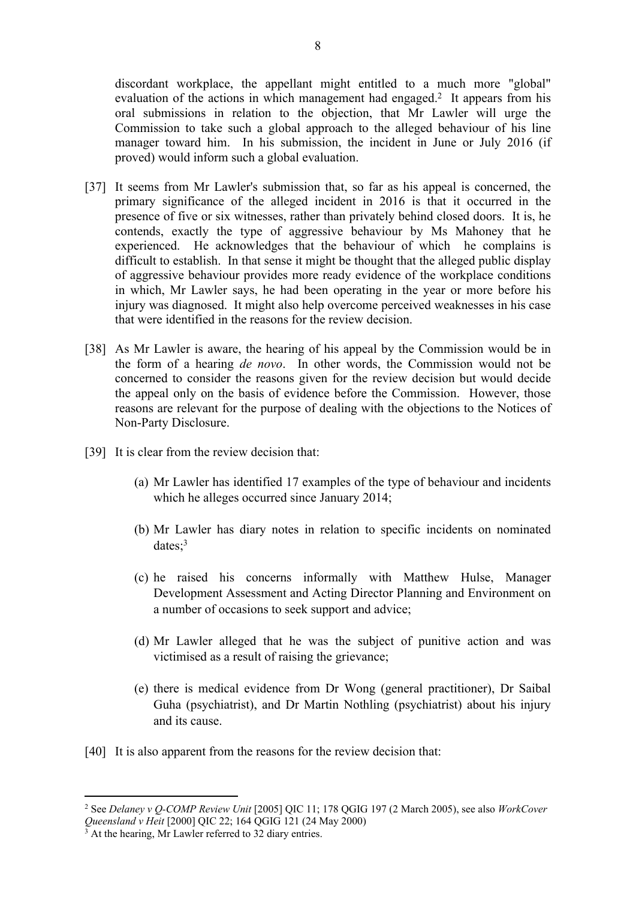discordant workplace, the appellant might entitled to a much more "global" evaluation of the actions in which management had engaged.[2] It appears from his oral submissions in relation to the objection, that Mr Lawler will urge the Commission to take such a global approach to the alleged behaviour of his line manager toward him. In his submission, the incident in June or July 2016 (if proved) would inform such a global evaluation.

[37] It seems from Mr Lawler's submission that, so far as his appeal is concerned, the primary significance of the alleged incident in 2016 is that it occurred in the presence of five or six witnesses, rather than privately behind closed doors. It is, he contends, exactly the type of aggressive behaviour by Ms Mahoney that he experienced. He acknowledges that the behaviour of which he complains is difficult to establish. In that sense it might be thought that the alleged public display of aggressive behaviour provides more ready evidence of the workplace conditions in which, Mr Lawler says, he had been operating in the year or more before his injury was diagnosed. It might also help overcome perceived weaknesses in his case that were identified in the reasons for the review decision.

[38] As Mr Lawler is aware, the hearing of his appeal by the Commission would be in the form of a hearing *de novo*. In other words, the Commission would not be concerned to consider the reasons given for the review decision but would decide the appeal only on the basis of evidence before the Commission. However, those reasons are relevant for the purpose of dealing with the objections to the Notices of Non-Party Disclosure.

[39] It is clear from the review decision that:

(a) Mr Lawler has identified 17 examples of the type of behaviour and incidents which he alleges occurred since January 2014;

(b) Mr Lawler has diary notes in relation to specific incidents on nominated dates;[3]

(c) he raised his concerns informally with Matthew Hulse, Manager Development Assessment and Acting Director Planning and Environment on a number of occasions to seek support and advice;

(d) Mr Lawler alleged that he was the subject of punitive action and was victimised as a result of raising the grievance;

(e) there is medical evidence from Dr Wong (general practitioner), Dr Saibal Guha (psychiatrist), and Dr Martin Nothling (psychiatrist) about his injury and its cause.

[40] It is also apparent from the reasons for the review decision that:

---

[2] See *Delaney v Q-COMP Review Unit* [2005] QIC 11; 178 QGIG 197 (2 March 2005), see also *WorkCover Queensland v Heit* [2000] QIC 22; 164 QGIG 121 (24 May 2000)

[3] At the hearing, Mr Lawler referred to 32 diary entries.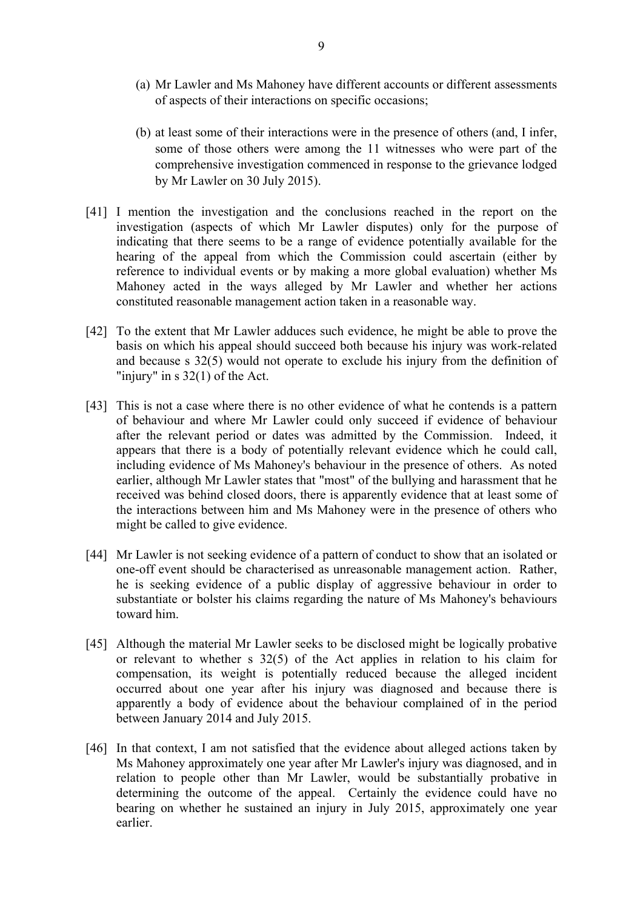(a) Mr Lawler and Ms Mahoney have different accounts or different assessments of aspects of their interactions on specific occasions;

(b) at least some of their interactions were in the presence of others (and, I infer, some of those others were among the 11 witnesses who were part of the comprehensive investigation commenced in response to the grievance lodged by Mr Lawler on 30 July 2015).

[41] I mention the investigation and the conclusions reached in the report on the investigation (aspects of which Mr Lawler disputes) only for the purpose of indicating that there seems to be a range of evidence potentially available for the hearing of the appeal from which the Commission could ascertain (either by reference to individual events or by making a more global evaluation) whether Ms Mahoney acted in the ways alleged by Mr Lawler and whether her actions constituted reasonable management action taken in a reasonable way.

[42] To the extent that Mr Lawler adduces such evidence, he might be able to prove the basis on which his appeal should succeed both because his injury was work-related and because s 32(5) would not operate to exclude his injury from the definition of "injury" in s 32(1) of the Act.

[43] This is not a case where there is no other evidence of what he contends is a pattern of behaviour and where Mr Lawler could only succeed if evidence of behaviour after the relevant period or dates was admitted by the Commission. Indeed, it appears that there is a body of potentially relevant evidence which he could call, including evidence of Ms Mahoney's behaviour in the presence of others. As noted earlier, although Mr Lawler states that "most" of the bullying and harassment that he received was behind closed doors, there is apparently evidence that at least some of the interactions between him and Ms Mahoney were in the presence of others who might be called to give evidence.

[44] Mr Lawler is not seeking evidence of a pattern of conduct to show that an isolated or one-off event should be characterised as unreasonable management action. Rather, he is seeking evidence of a public display of aggressive behaviour in order to substantiate or bolster his claims regarding the nature of Ms Mahoney's behaviours toward him.

[45] Although the material Mr Lawler seeks to be disclosed might be logically probative or relevant to whether s 32(5) of the Act applies in relation to his claim for compensation, its weight is potentially reduced because the alleged incident occurred about one year after his injury was diagnosed and because there is apparently a body of evidence about the behaviour complained of in the period between January 2014 and July 2015.

[46] In that context, I am not satisfied that the evidence about alleged actions taken by Ms Mahoney approximately one year after Mr Lawler's injury was diagnosed, and in relation to people other than Mr Lawler, would be substantially probative in determining the outcome of the appeal. Certainly the evidence could have no bearing on whether he sustained an injury in July 2015, approximately one year earlier.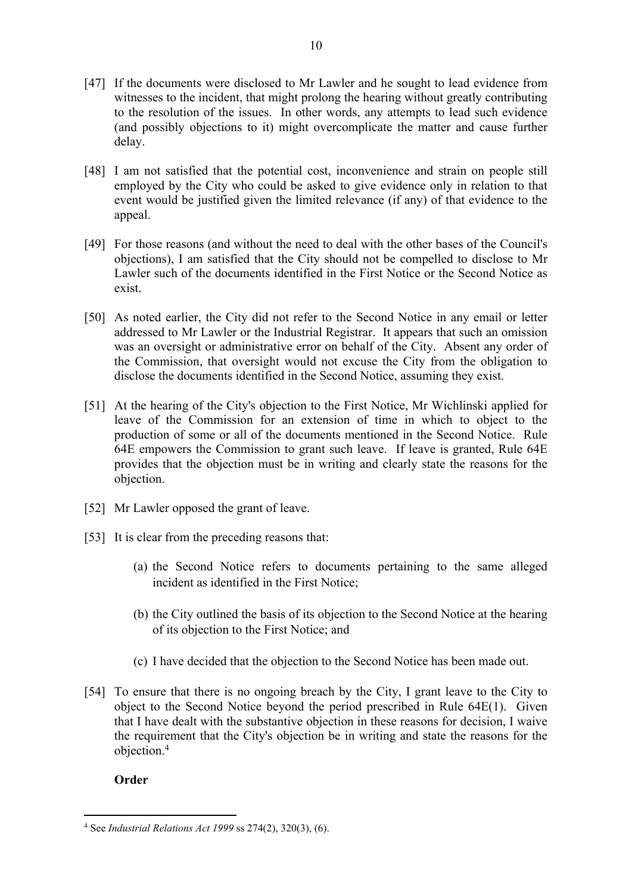[47] If the documents were disclosed to Mr Lawler and he sought to lead evidence from witnesses to the incident, that might prolong the hearing without greatly contributing to the resolution of the issues. In other words, any attempts to lead such evidence (and possibly objections to it) might overcomplicate the matter and cause further delay.

[48] I am not satisfied that the potential cost, inconvenience and strain on people still employed by the City who could be asked to give evidence only in relation to that event would be justified given the limited relevance (if any) of that evidence to the appeal.

[49] For those reasons (and without the need to deal with the other bases of the Council's objections), I am satisfied that the City should not be compelled to disclose to Mr Lawler such of the documents identified in the First Notice or the Second Notice as exist.

[50] As noted earlier, the City did not refer to the Second Notice in any email or letter addressed to Mr Lawler or the Industrial Registrar. It appears that such an omission was an oversight or administrative error on behalf of the City. Absent any order of the Commission, that oversight would not excuse the City from the obligation to disclose the documents identified in the Second Notice, assuming they exist.

[51] At the hearing of the City's objection to the First Notice, Mr Wichlinski applied for leave of the Commission for an extension of time in which to object to the production of some or all of the documents mentioned in the Second Notice. Rule 64E empowers the Commission to grant such leave. If leave is granted, Rule 64E provides that the objection must be in writing and clearly state the reasons for the objection.

[52] Mr Lawler opposed the grant of leave.

[53] It is clear from the preceding reasons that:

(a) the Second Notice refers to documents pertaining to the same alleged incident as identified in the First Notice;

(b) the City outlined the basis of its objection to the Second Notice at the hearing of its objection to the First Notice; and

(c) I have decided that the objection to the Second Notice has been made out.

[54] To ensure that there is no ongoing breach by the City, I grant leave to the City to object to the Second Notice beyond the period prescribed in Rule 64E(1). Given that I have dealt with the substantive objection in these reasons for decision, I waive the requirement that the City's objection be in writing and state the reasons for the objection.[4]

**Order**

---

[4] See *Industrial Relations Act 1999* ss 274(2), 320(3), (6).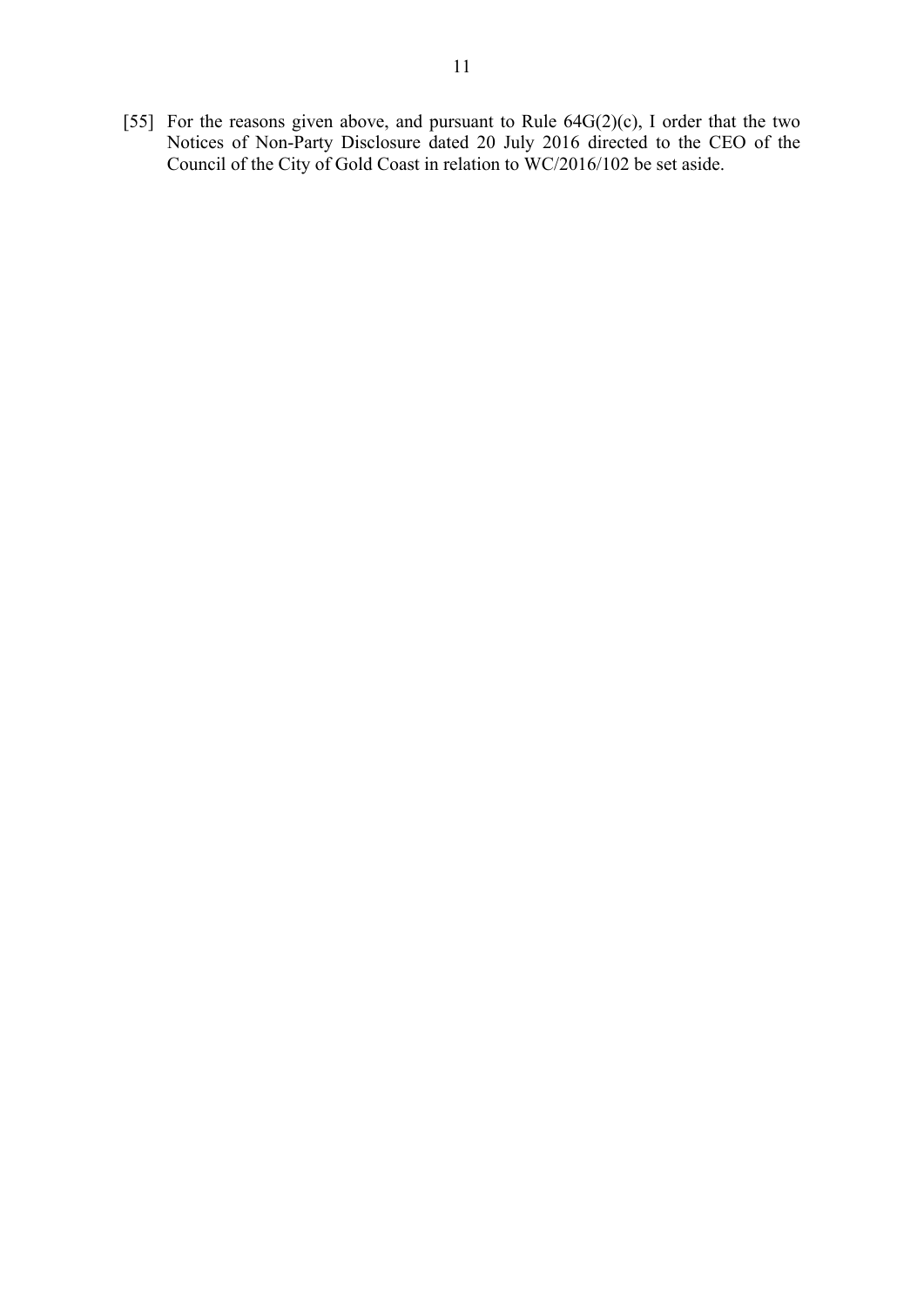[55] For the reasons given above, and pursuant to Rule 64G(2)(c), I order that the two Notices of Non-Party Disclosure dated 20 July 2016 directed to the CEO of the Council of the City of Gold Coast in relation to WC/2016/102 be set aside.